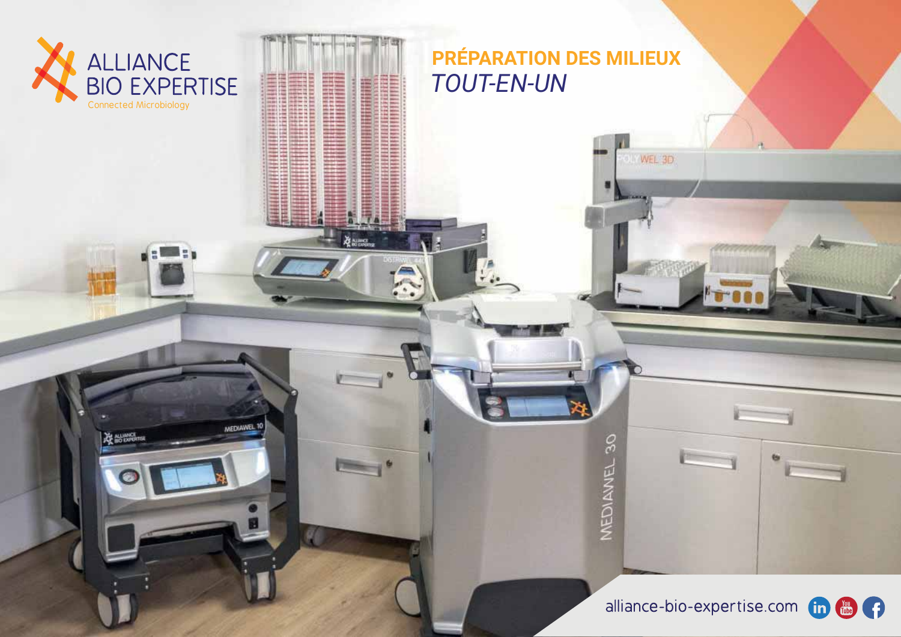ALLIANCE BIO EXPERTISE

Connected Microbiology

# PRÉPARATION DES MILIEUX

## *TOUT-EN-UN*

alliance-bio-expertise.com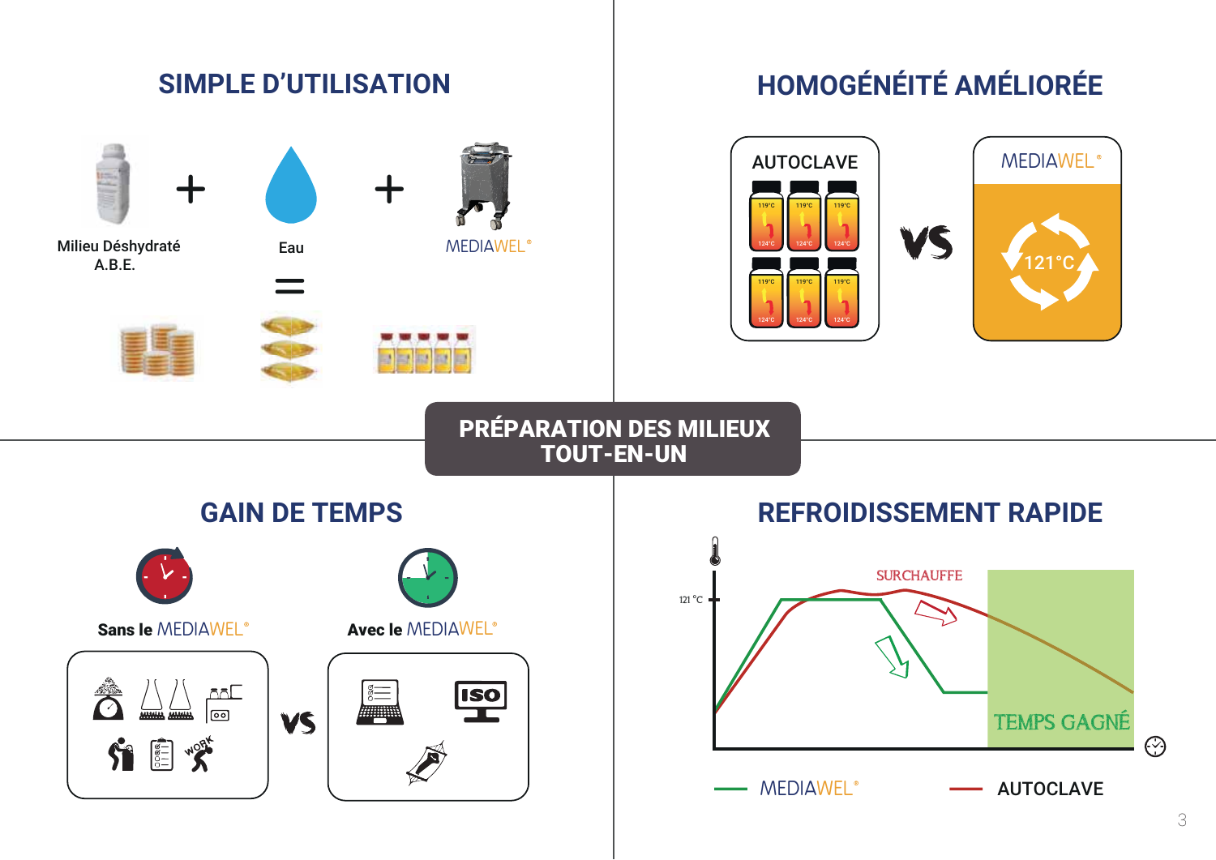# PRÉPARATION DES MILIEUX TOUT-EN-UN

## SIMPLE D'UTILISATION

Milieu Déshydraté A.B.E. + Eau + MEDIAWEL®

=

## HOMOGÉNÉITÉ AMÉLIORÉE

AUTOCLAVE

119°C – 124°C

VS

MEDIAWEL®

121°C

## GAIN DE TEMPS

Sans le MEDIAWEL®

VS

Avec le MEDIAWEL®

WORK

ISO

## REFROIDISSEMENT RAPIDE

121 °C

SURCHAUFFE

TEMPS GAGNÉ

— MEDIAWEL®

— AUTOCLAVE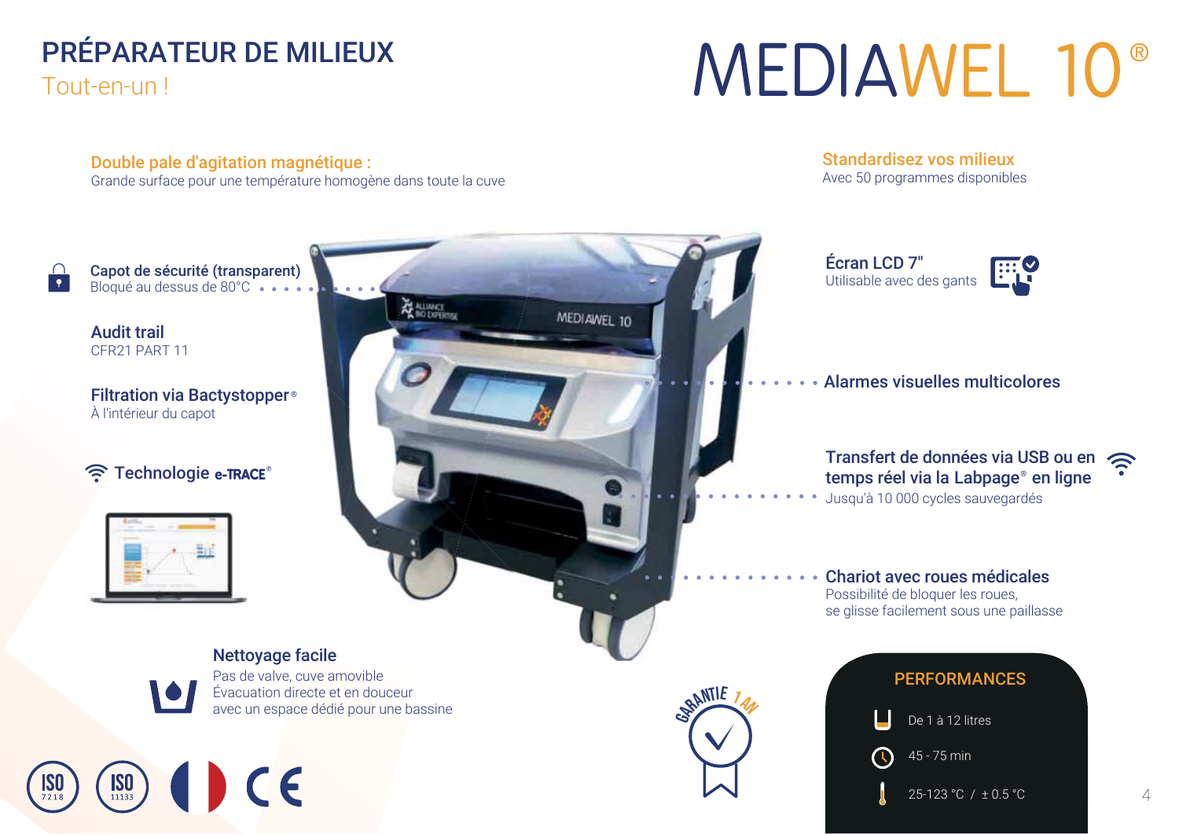# PRÉPARATEUR DE MILIEUX

Tout-en-un !

# MEDIAWEL 10®

**Double pale d'agitation magnétique :**
Grande surface pour une température homogène dans toute la cuve

**Capot de sécurité (transparent)**
Bloqué au dessus de 80°C

**Audit trail**
CFR21 PART 11

**Filtration via Bactystopper®**
À l'intérieur du capot

**Technologie e-TRACE®**

**Nettoyage facile**
Pas de valve, cuve amovible
Évacuation directe et en douceur
avec un espace dédié pour une bassine

**Standardisez vos milieux**
Avec 50 programmes disponibles

**Écran LCD 7"**
Utilisable avec des gants

**Alarmes visuelles multicolores**

**Transfert de données via USB ou en temps réel via la Labpage® en ligne**
Jusqu'à 10 000 cycles sauvegardés

**Chariot avec roues médicales**
Possibilité de bloquer les roues,
se glisse facilement sous une paillasse

GARANTIE 1 AN

## PERFORMANCES

- De 1 à 12 litres
- 45 - 75 min
- 25-123 °C / ± 0.5 °C

ISO 7218 · ISO 11133 · CE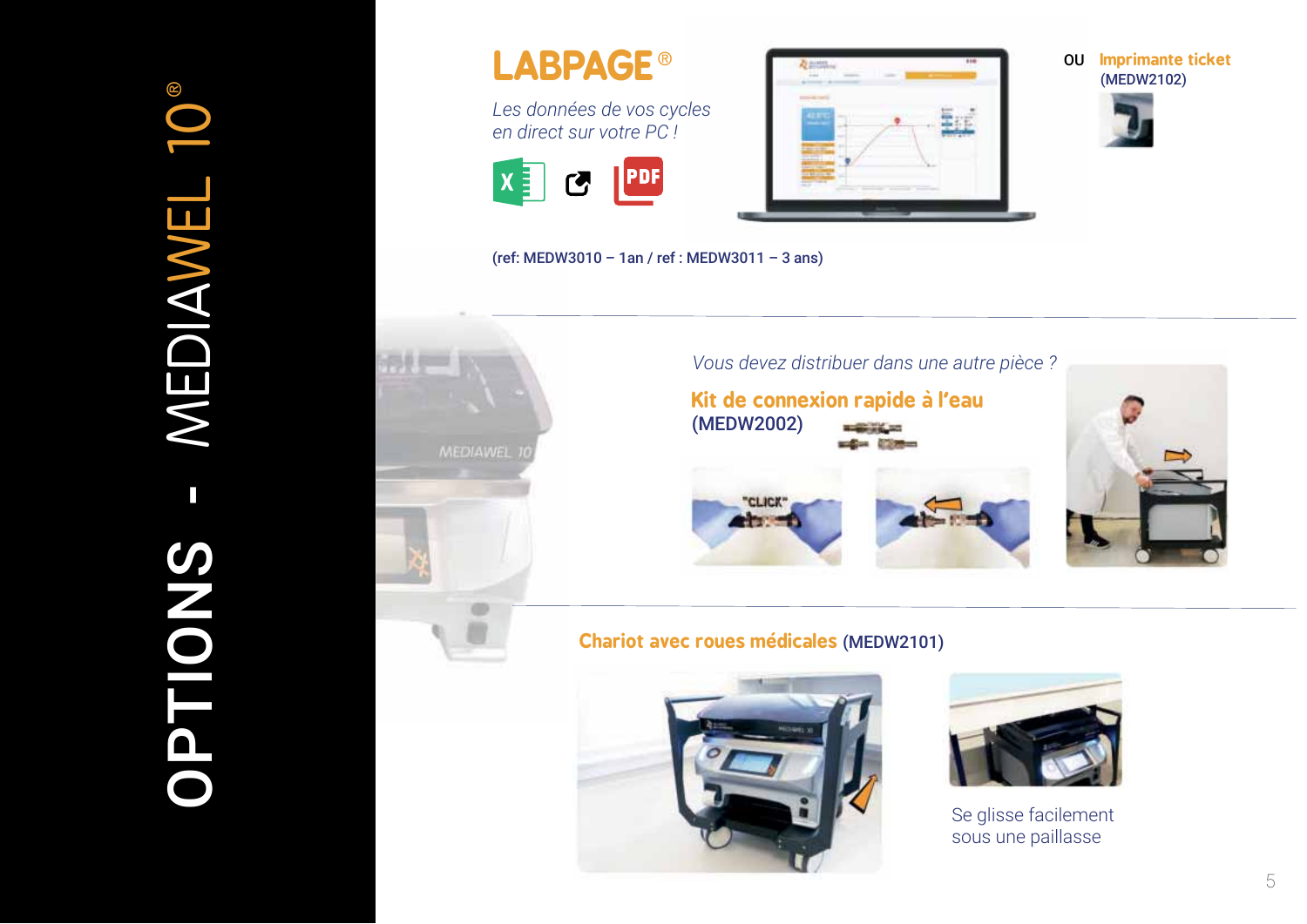# OPTIONS - MEDIAWEL 10®

## LABPAGE®

*Les données de vos cycles en direct sur votre PC !*

(ref: MEDW3010 – 1an / ref : MEDW3011 – 3 ans)

OU **Imprimante ticket** (MEDW2102)

*Vous devez distribuer dans une autre pièce ?*

**Kit de connexion rapide à l'eau**
(MEDW2002)

"CLICK"

**Chariot avec roues médicales** (MEDW2101)

Se glisse facilement sous une paillasse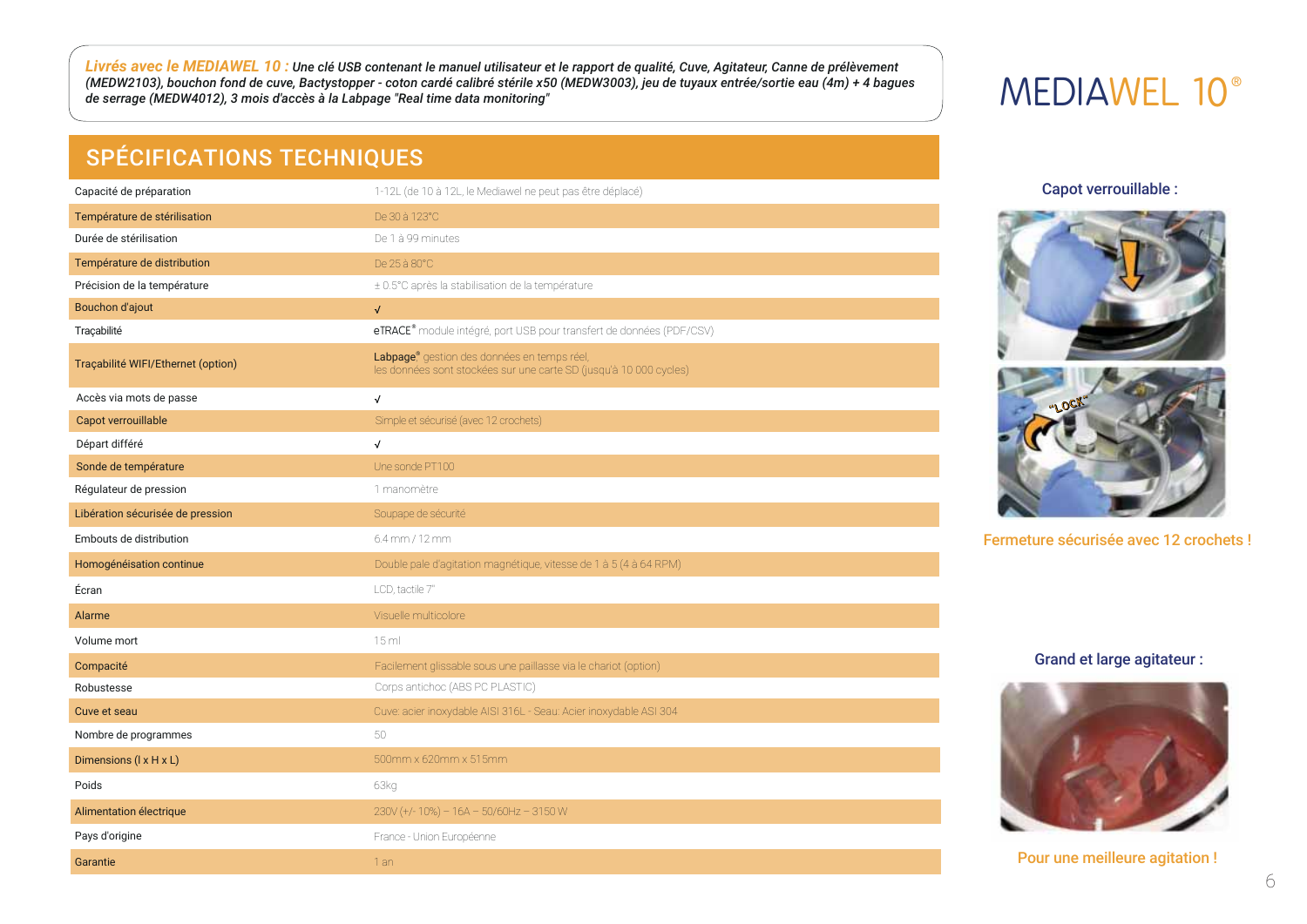*Livrés avec le MEDIAWEL 10 :* ***Une clé USB contenant le manuel utilisateur et le rapport de qualité, Cuve, Agitateur, Canne de prélèvement (MEDW2103), bouchon fond de cuve, Bactystopper - coton cardé calibré stérile x50 (MEDW3003), jeu de tuyaux entrée/sortie eau (4m) + 4 bagues de serrage (MEDW4012), 3 mois d'accès à la Labpage "Real time data monitoring"***

# MEDIAWEL 10®

## SPÉCIFICATIONS TECHNIQUES

| | |
|---|---|
| Capacité de préparation | 1-12L (de 10 à 12L, le Mediawel ne peut pas être déplacé) |
| Température de stérilisation | De 30 à 123°C |
| Durée de stérilisation | De 1 à 99 minutes |
| Température de distribution | De 25 à 80°C |
| Précision de la température | ± 0.5°C après la stabilisation de la température |
| Bouchon d'ajout | √ |
| Traçabilité | eTRACE® module intégré, port USB pour transfert de données (PDF/CSV) |
| Traçabilité WIFI/Ethernet (option) | Labpage® gestion des données en temps réel, les données sont stockées sur une carte SD (jusqu'à 10 000 cycles) |
| Accès via mots de passe | √ |
| Capot verrouillable | Simple et sécurisé (avec 12 crochets) |
| Départ différé | √ |
| Sonde de température | Une sonde PT100 |
| Régulateur de pression | 1 manomètre |
| Libération sécurisée de pression | Soupape de sécurité |
| Embouts de distribution | 6.4 mm / 12 mm |
| Homogénéisation continue | Double pale d'agitation magnétique, vitesse de 1 à 5 (4 à 64 RPM) |
| Écran | LCD, tactile 7" |
| Alarme | Visuelle multicolore |
| Volume mort | 15 ml |
| Compacité | Facilement glissable sous une paillasse via le chariot (option) |
| Robustesse | Corps antichoc (ABS PC PLASTIC) |
| Cuve et seau | Cuve: acier inoxydable AISI 316L - Seau: Acier inoxydable ASI 304 |
| Nombre de programmes | 50 |
| Dimensions (l x H x L) | 500mm x 620mm x 515mm |
| Poids | 63kg |
| Alimentation électrique | 230V (+/- 10%) – 16A – 50/60Hz – 3150 W |
| Pays d'origine | France - Union Européenne |
| Garantie | 1 an |

**Capot verrouillable :**

"LOCK"

Fermeture sécurisée avec 12 crochets !

**Grand et large agitateur :**

Pour une meilleure agitation !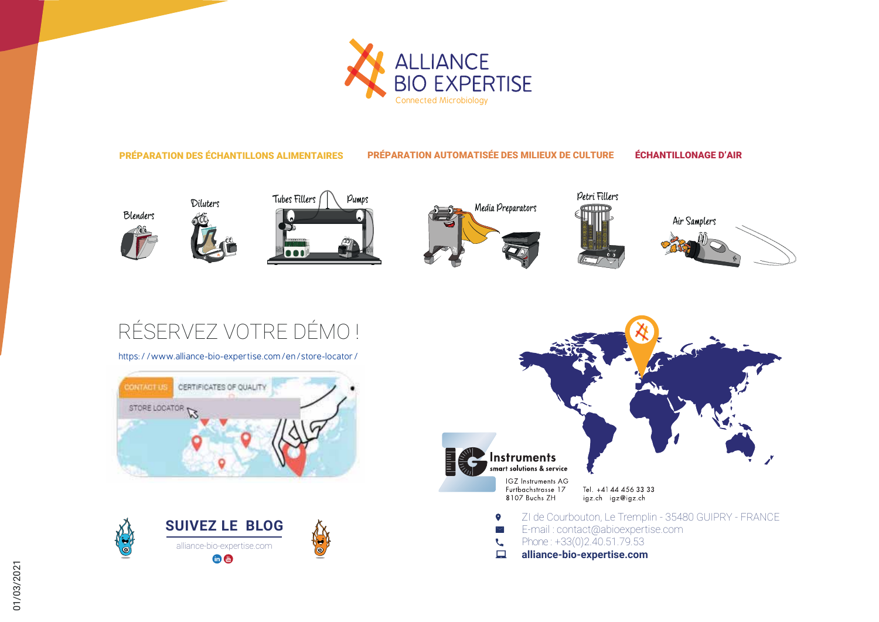# ALLIANCE BIO EXPERTISE

Connected Microbiology

**PRÉPARATION DES ÉCHANTILLONS ALIMENTAIRES** **PRÉPARATION AUTOMATISÉE DES MILIEUX DE CULTURE** **ÉCHANTILLONAGE D'AIR**

Blenders Diluters Tubes Fillers Pumps Media Preparators Petri Fillers Air Samplers

## RÉSERVEZ VOTRE DÉMO !

https://www.alliance-bio-expertise.com/en/store-locator/

CONTACT US CERTIFICATES OF QUALITY

STORE LOCATOR

**SUIVEZ LE BLOG**

alliance-bio-expertise.com

IGZ Instruments smart solutions & service

IGZ Instruments AG
Furtbachstrasse 17
8107 Buchs ZH

Tel. +41 44 456 33 33
igz.ch igz@igz.ch

- ZI de Courbouton, Le Tremplin - 35480 GUIPRY - FRANCE
- E-mail : contact@abioexpertise.com
- Phone : +33(0)2.40.51.79.53
- **alliance-bio-expertise.com**

01/03/2021